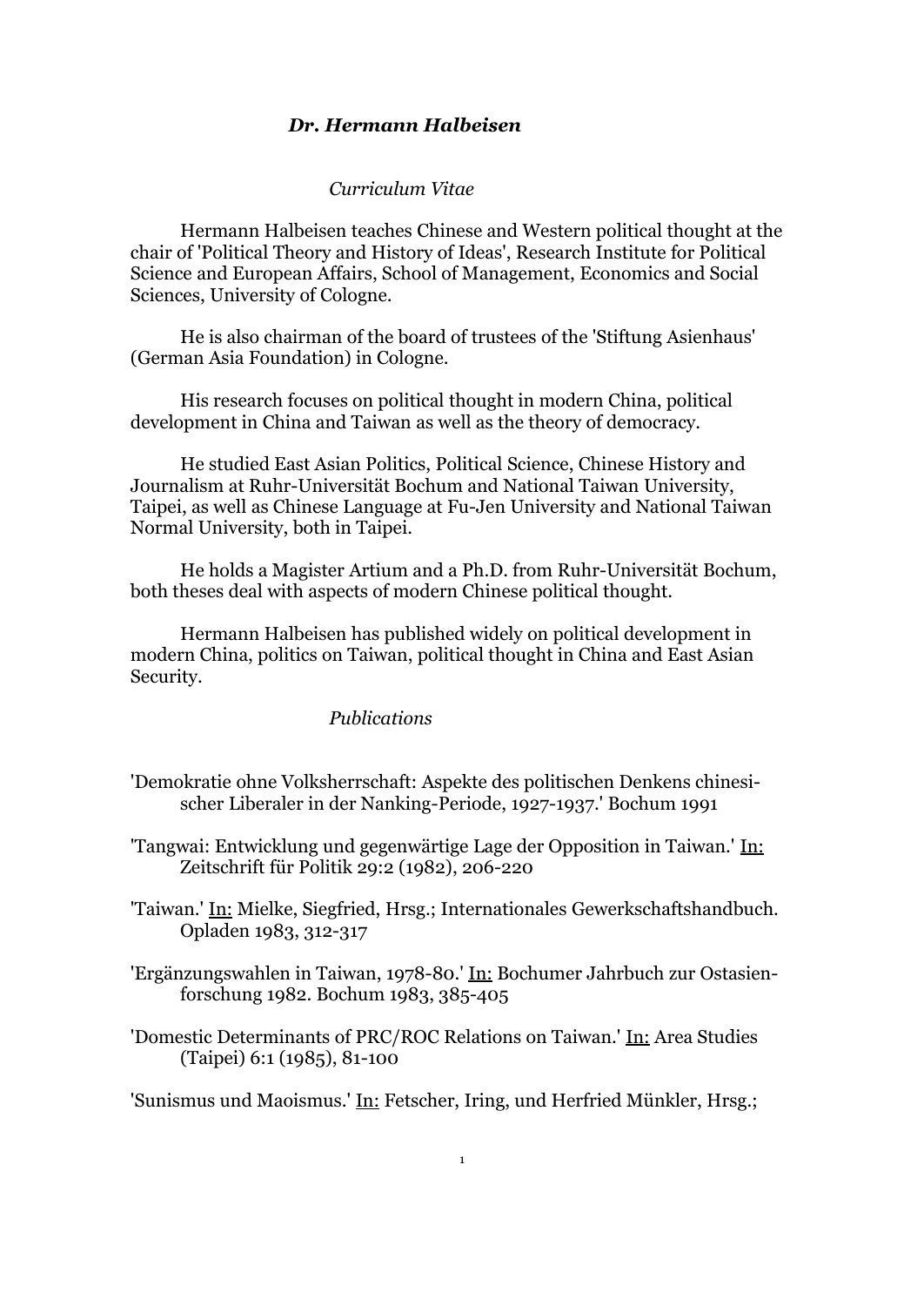# *Dr. Hermann Halbeisen*

## *Curriculum Vitae*

Hermann Halbeisen teaches Chinese and Western political thought at the chair of 'Political Theory and History of Ideas', Research Institute for Political Science and European Affairs, School of Management, Economics and Social Sciences, University of Cologne.

He is also chairman of the board of trustees of the 'Stiftung Asienhaus' (German Asia Foundation) in Cologne.

His research focuses on political thought in modern China, political development in China and Taiwan as well as the theory of democracy.

He studied East Asian Politics, Political Science, Chinese History and Journalism at Ruhr-Universität Bochum and National Taiwan University, Taipei, as well as Chinese Language at Fu-Jen University and National Taiwan Normal University, both in Taipei.

He holds a Magister Artium and a Ph.D. from Ruhr-Universität Bochum, both theses deal with aspects of modern Chinese political thought.

Hermann Halbeisen has published widely on political development in modern China, politics on Taiwan, political thought in China and East Asian Security.

## *Publications*

'Demokratie ohne Volksherrschaft: Aspekte des politischen Denkens chinesischer Liberaler in der Nanking-Periode, 1927-1937.' Bochum 1991

'Tangwai: Entwicklung und gegenwärtige Lage der Opposition in Taiwan.' In: Zeitschrift für Politik 29:2 (1982), 206-220

'Taiwan.' In: Mielke, Siegfried, Hrsg.; Internationales Gewerkschaftshandbuch. Opladen 1983, 312-317

'Ergänzungswahlen in Taiwan, 1978-80.' In: Bochumer Jahrbuch zur Ostasienforschung 1982. Bochum 1983, 385-405

'Domestic Determinants of PRC/ROC Relations on Taiwan.' In: Area Studies (Taipei) 6:1 (1985), 81-100

'Sunismus und Maoismus.' In: Fetscher, Iring, und Herfried Münkler, Hrsg.;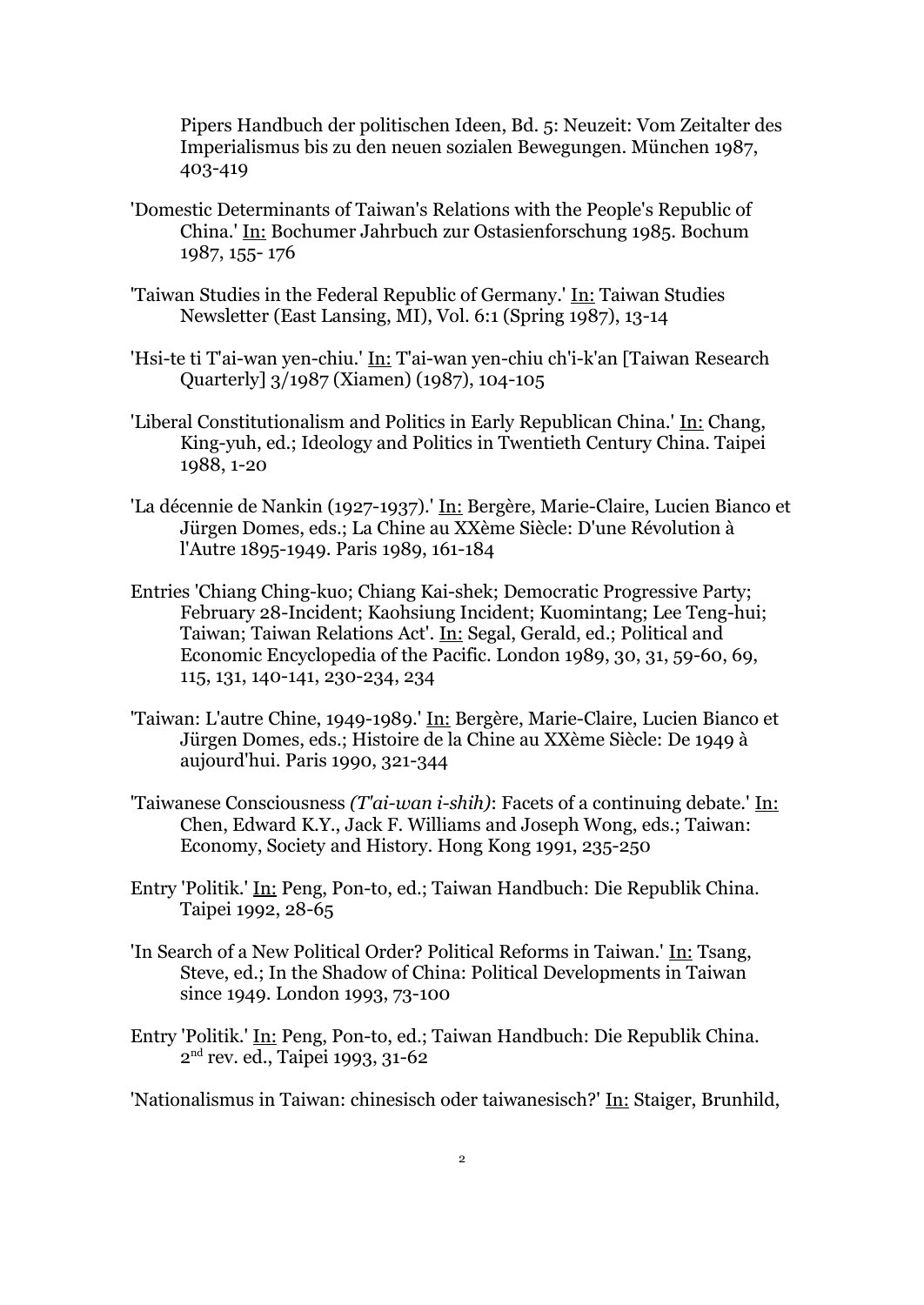Pipers Handbuch der politischen Ideen, Bd. 5: Neuzeit: Vom Zeitalter des Imperialismus bis zu den neuen sozialen Bewegungen. München 1987, 403-419

'Domestic Determinants of Taiwan's Relations with the People's Republic of China.' In: Bochumer Jahrbuch zur Ostasienforschung 1985. Bochum 1987, 155- 176

'Taiwan Studies in the Federal Republic of Germany.' In: Taiwan Studies Newsletter (East Lansing, MI), Vol. 6:1 (Spring 1987), 13-14

'Hsi-te ti T'ai-wan yen-chiu.' In: T'ai-wan yen-chiu ch'i-k'an [Taiwan Research Quarterly] 3/1987 (Xiamen) (1987), 104-105

'Liberal Constitutionalism and Politics in Early Republican China.' In: Chang, King-yuh, ed.; Ideology and Politics in Twentieth Century China. Taipei 1988, 1-20

'La décennie de Nankin (1927-1937).' In: Bergère, Marie-Claire, Lucien Bianco et Jürgen Domes, eds.; La Chine au XXème Siècle: D'une Révolution à l'Autre 1895-1949. Paris 1989, 161-184

Entries 'Chiang Ching-kuo; Chiang Kai-shek; Democratic Progressive Party; February 28-Incident; Kaohsiung Incident; Kuomintang; Lee Teng-hui; Taiwan; Taiwan Relations Act'. In: Segal, Gerald, ed.; Political and Economic Encyclopedia of the Pacific. London 1989, 30, 31, 59-60, 69, 115, 131, 140-141, 230-234, 234

'Taiwan: L'autre Chine, 1949-1989.' In: Bergère, Marie-Claire, Lucien Bianco et Jürgen Domes, eds.; Histoire de la Chine au XXème Siècle: De 1949 à aujourd'hui. Paris 1990, 321-344

'Taiwanese Consciousness *(T'ai-wan i-shih)*: Facets of a continuing debate.' In: Chen, Edward K.Y., Jack F. Williams and Joseph Wong, eds.; Taiwan: Economy, Society and History. Hong Kong 1991, 235-250

Entry 'Politik.' In: Peng, Pon-to, ed.; Taiwan Handbuch: Die Republik China. Taipei 1992, 28-65

'In Search of a New Political Order? Political Reforms in Taiwan.' In: Tsang, Steve, ed.; In the Shadow of China: Political Developments in Taiwan since 1949. London 1993, 73-100

Entry 'Politik.' In: Peng, Pon-to, ed.; Taiwan Handbuch: Die Republik China. 2nd rev. ed., Taipei 1993, 31-62

'Nationalismus in Taiwan: chinesisch oder taiwanesisch?' In: Staiger, Brunhild,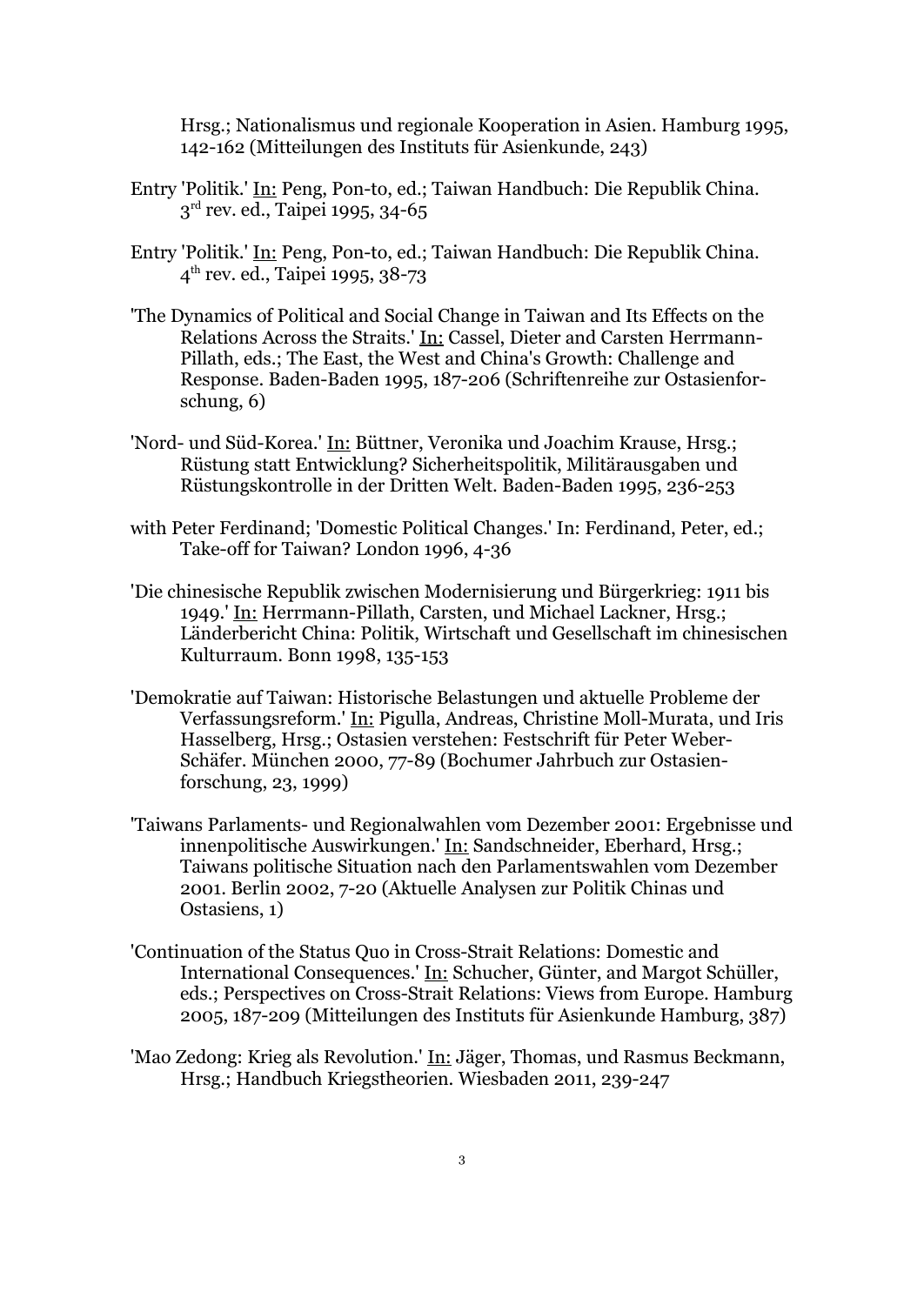Hrsg.; Nationalismus und regionale Kooperation in Asien. Hamburg 1995, 142-162 (Mitteilungen des Instituts für Asienkunde, 243)

Entry 'Politik.' In: Peng, Pon-to, ed.; Taiwan Handbuch: Die Republik China. 3rd rev. ed., Taipei 1995, 34-65

Entry 'Politik.' In: Peng, Pon-to, ed.; Taiwan Handbuch: Die Republik China. 4th rev. ed., Taipei 1995, 38-73

'The Dynamics of Political and Social Change in Taiwan and Its Effects on the Relations Across the Straits.' In: Cassel, Dieter and Carsten Herrmann-Pillath, eds.; The East, the West and China's Growth: Challenge and Response. Baden-Baden 1995, 187-206 (Schriftenreihe zur Ostasienforschung, 6)

'Nord- und Süd-Korea.' In: Büttner, Veronika und Joachim Krause, Hrsg.; Rüstung statt Entwicklung? Sicherheitspolitik, Militärausgaben und Rüstungskontrolle in der Dritten Welt. Baden-Baden 1995, 236-253

with Peter Ferdinand; 'Domestic Political Changes.' In: Ferdinand, Peter, ed.; Take-off for Taiwan? London 1996, 4-36

'Die chinesische Republik zwischen Modernisierung und Bürgerkrieg: 1911 bis 1949.' In: Herrmann-Pillath, Carsten, und Michael Lackner, Hrsg.; Länderbericht China: Politik, Wirtschaft und Gesellschaft im chinesischen Kulturraum. Bonn 1998, 135-153

'Demokratie auf Taiwan: Historische Belastungen und aktuelle Probleme der Verfassungsreform.' In: Pigulla, Andreas, Christine Moll-Murata, und Iris Hasselberg, Hrsg.; Ostasien verstehen: Festschrift für Peter Weber-Schäfer. München 2000, 77-89 (Bochumer Jahrbuch zur Ostasienforschung, 23, 1999)

'Taiwans Parlaments- und Regionalwahlen vom Dezember 2001: Ergebnisse und innenpolitische Auswirkungen.' In: Sandschneider, Eberhard, Hrsg.; Taiwans politische Situation nach den Parlamentswahlen vom Dezember 2001. Berlin 2002, 7-20 (Aktuelle Analysen zur Politik Chinas und Ostasiens, 1)

'Continuation of the Status Quo in Cross-Strait Relations: Domestic and International Consequences.' In: Schucher, Günter, and Margot Schüller, eds.; Perspectives on Cross-Strait Relations: Views from Europe. Hamburg 2005, 187-209 (Mitteilungen des Instituts für Asienkunde Hamburg, 387)

'Mao Zedong: Krieg als Revolution.' In: Jäger, Thomas, und Rasmus Beckmann, Hrsg.; Handbuch Kriegstheorien. Wiesbaden 2011, 239-247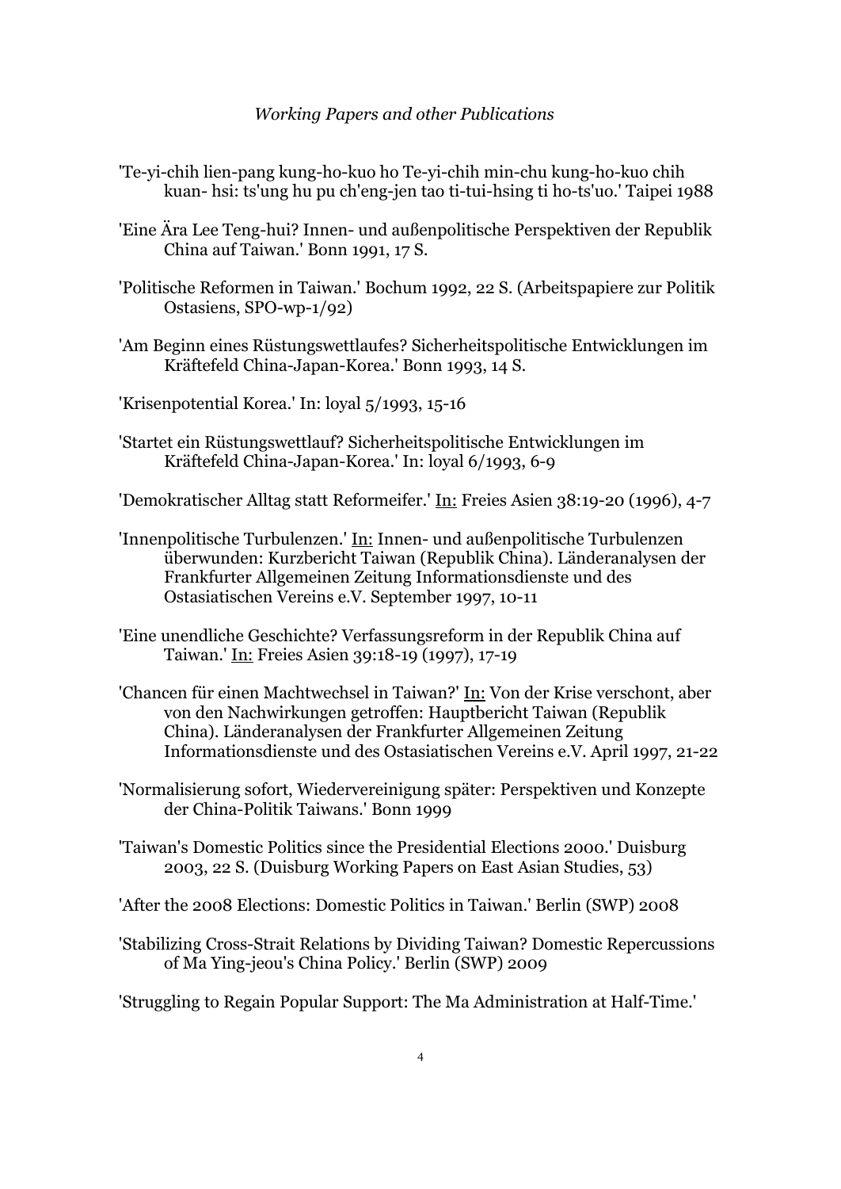*Working Papers and other Publications*

'Te-yi-chih lien-pang kung-ho-kuo ho Te-yi-chih min-chu kung-ho-kuo chih kuan- hsi: ts'ung hu pu ch'eng-jen tao ti-tui-hsing ti ho-ts'uo.' Taipei 1988

'Eine Ära Lee Teng-hui? Innen- und außenpolitische Perspektiven der Republik China auf Taiwan.' Bonn 1991, 17 S.

'Politische Reformen in Taiwan.' Bochum 1992, 22 S. (Arbeitspapiere zur Politik Ostasiens, SPO-wp-1/92)

'Am Beginn eines Rüstungswettlaufes? Sicherheitspolitische Entwicklungen im Kräftefeld China-Japan-Korea.' Bonn 1993, 14 S.

'Krisenpotential Korea.' In: loyal 5/1993, 15-16

'Startet ein Rüstungswettlauf? Sicherheitspolitische Entwicklungen im Kräftefeld China-Japan-Korea.' In: loyal 6/1993, 6-9

'Demokratischer Alltag statt Reformeifer.' In: Freies Asien 38:19-20 (1996), 4-7

'Innenpolitische Turbulenzen.' In: Innen- und außenpolitische Turbulenzen überwunden: Kurzbericht Taiwan (Republik China). Länderanalysen der Frankfurter Allgemeinen Zeitung Informationsdienste und des Ostasiatischen Vereins e.V. September 1997, 10-11

'Eine unendliche Geschichte? Verfassungsreform in der Republik China auf Taiwan.' In: Freies Asien 39:18-19 (1997), 17-19

'Chancen für einen Machtwechsel in Taiwan?' In: Von der Krise verschont, aber von den Nachwirkungen getroffen: Hauptbericht Taiwan (Republik China). Länderanalysen der Frankfurter Allgemeinen Zeitung Informationsdienste und des Ostasiatischen Vereins e.V. April 1997, 21-22

'Normalisierung sofort, Wiedervereinigung später: Perspektiven und Konzepte der China-Politik Taiwans.' Bonn 1999

'Taiwan's Domestic Politics since the Presidential Elections 2000.' Duisburg 2003, 22 S. (Duisburg Working Papers on East Asian Studies, 53)

'After the 2008 Elections: Domestic Politics in Taiwan.' Berlin (SWP) 2008

'Stabilizing Cross-Strait Relations by Dividing Taiwan? Domestic Repercussions of Ma Ying-jeou's China Policy.' Berlin (SWP) 2009

'Struggling to Regain Popular Support: The Ma Administration at Half-Time.'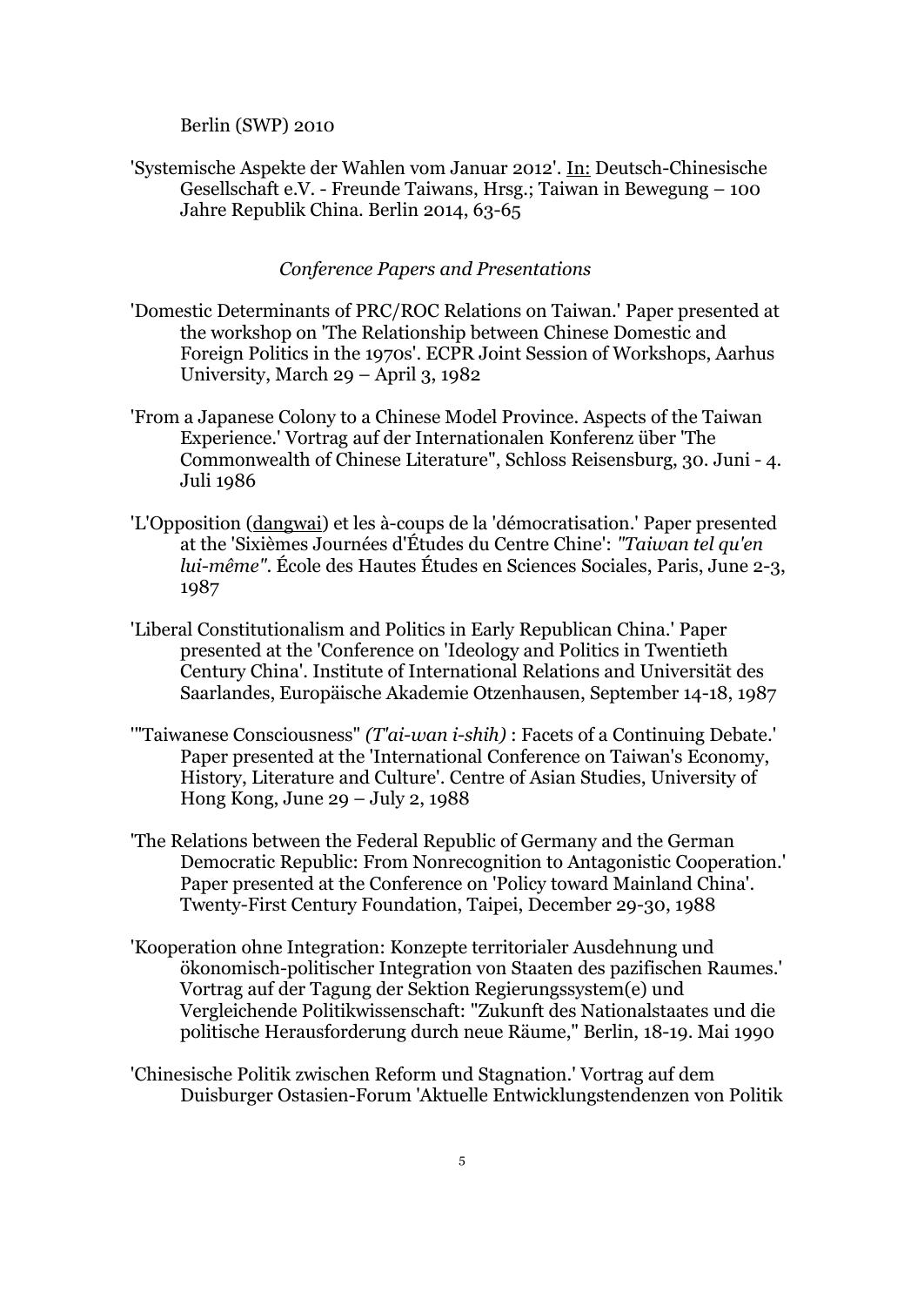Berlin (SWP) 2010

'Systemische Aspekte der Wahlen vom Januar 2012'. In: Deutsch-Chinesische Gesellschaft e.V. - Freunde Taiwans, Hrsg.; Taiwan in Bewegung – 100 Jahre Republik China. Berlin 2014, 63-65

*Conference Papers and Presentations*

'Domestic Determinants of PRC/ROC Relations on Taiwan.' Paper presented at the workshop on 'The Relationship between Chinese Domestic and Foreign Politics in the 1970s'. ECPR Joint Session of Workshops, Aarhus University, March 29 – April 3, 1982

'From a Japanese Colony to a Chinese Model Province. Aspects of the Taiwan Experience.' Vortrag auf der Internationalen Konferenz über 'The Commonwealth of Chinese Literature", Schloss Reisensburg, 30. Juni - 4. Juli 1986

'L'Opposition (dangwai) et les à-coups de la 'démocratisation.' Paper presented at the 'Sixièmes Journées d'Études du Centre Chine': *"Taiwan tel qu'en lui-même"*. École des Hautes Études en Sciences Sociales, Paris, June 2-3, 1987

'Liberal Constitutionalism and Politics in Early Republican China.' Paper presented at the 'Conference on 'Ideology and Politics in Twentieth Century China'. Institute of International Relations and Universität des Saarlandes, Europäische Akademie Otzenhausen, September 14-18, 1987

'"Taiwanese Consciousness" *(T'ai-wan i-shih)* : Facets of a Continuing Debate.' Paper presented at the 'International Conference on Taiwan's Economy, History, Literature and Culture'. Centre of Asian Studies, University of Hong Kong, June 29 – July 2, 1988

'The Relations between the Federal Republic of Germany and the German Democratic Republic: From Nonrecognition to Antagonistic Cooperation.' Paper presented at the Conference on 'Policy toward Mainland China'. Twenty-First Century Foundation, Taipei, December 29-30, 1988

'Kooperation ohne Integration: Konzepte territorialer Ausdehnung und ökonomisch-politischer Integration von Staaten des pazifischen Raumes.' Vortrag auf der Tagung der Sektion Regierungssystem(e) und Vergleichende Politikwissenschaft: "Zukunft des Nationalstaates und die politische Herausforderung durch neue Räume," Berlin, 18-19. Mai 1990

'Chinesische Politik zwischen Reform und Stagnation.' Vortrag auf dem Duisburger Ostasien-Forum 'Aktuelle Entwicklungstendenzen von Politik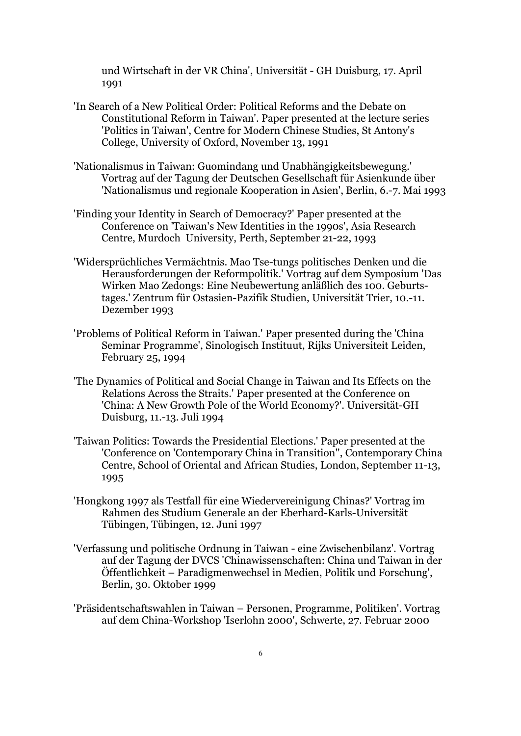und Wirtschaft in der VR China', Universität - GH Duisburg, 17. April 1991

'In Search of a New Political Order: Political Reforms and the Debate on Constitutional Reform in Taiwan'. Paper presented at the lecture series 'Politics in Taiwan', Centre for Modern Chinese Studies, St Antony's College, University of Oxford, November 13, 1991

'Nationalismus in Taiwan: Guomindang und Unabhängigkeitsbewegung.' Vortrag auf der Tagung der Deutschen Gesellschaft für Asienkunde über 'Nationalismus und regionale Kooperation in Asien', Berlin, 6.-7. Mai 1993

'Finding your Identity in Search of Democracy?' Paper presented at the Conference on 'Taiwan's New Identities in the 1990s', Asia Research Centre, Murdoch University, Perth, September 21-22, 1993

'Widersprüchliches Vermächtnis. Mao Tse-tungs politisches Denken und die Herausforderungen der Reformpolitik.' Vortrag auf dem Symposium 'Das Wirken Mao Zedongs: Eine Neubewertung anläßlich des 100. Geburtstages.' Zentrum für Ostasien-Pazifik Studien, Universität Trier, 10.-11. Dezember 1993

'Problems of Political Reform in Taiwan.' Paper presented during the 'China Seminar Programme', Sinologisch Instituut, Rijks Universiteit Leiden, February 25, 1994

'The Dynamics of Political and Social Change in Taiwan and Its Effects on the Relations Across the Straits.' Paper presented at the Conference on 'China: A New Growth Pole of the World Economy?'. Universität-GH Duisburg, 11.-13. Juli 1994

'Taiwan Politics: Towards the Presidential Elections.' Paper presented at the 'Conference on 'Contemporary China in Transition'', Contemporary China Centre, School of Oriental and African Studies, London, September 11-13, 1995

'Hongkong 1997 als Testfall für eine Wiedervereinigung Chinas?' Vortrag im Rahmen des Studium Generale an der Eberhard-Karls-Universität Tübingen, Tübingen, 12. Juni 1997

'Verfassung und politische Ordnung in Taiwan - eine Zwischenbilanz'. Vortrag auf der Tagung der DVCS 'Chinawissenschaften: China und Taiwan in der Öffentlichkeit – Paradigmenwechsel in Medien, Politik und Forschung', Berlin, 30. Oktober 1999

'Präsidentschaftswahlen in Taiwan – Personen, Programme, Politiken'. Vortrag auf dem China-Workshop 'Iserlohn 2000', Schwerte, 27. Februar 2000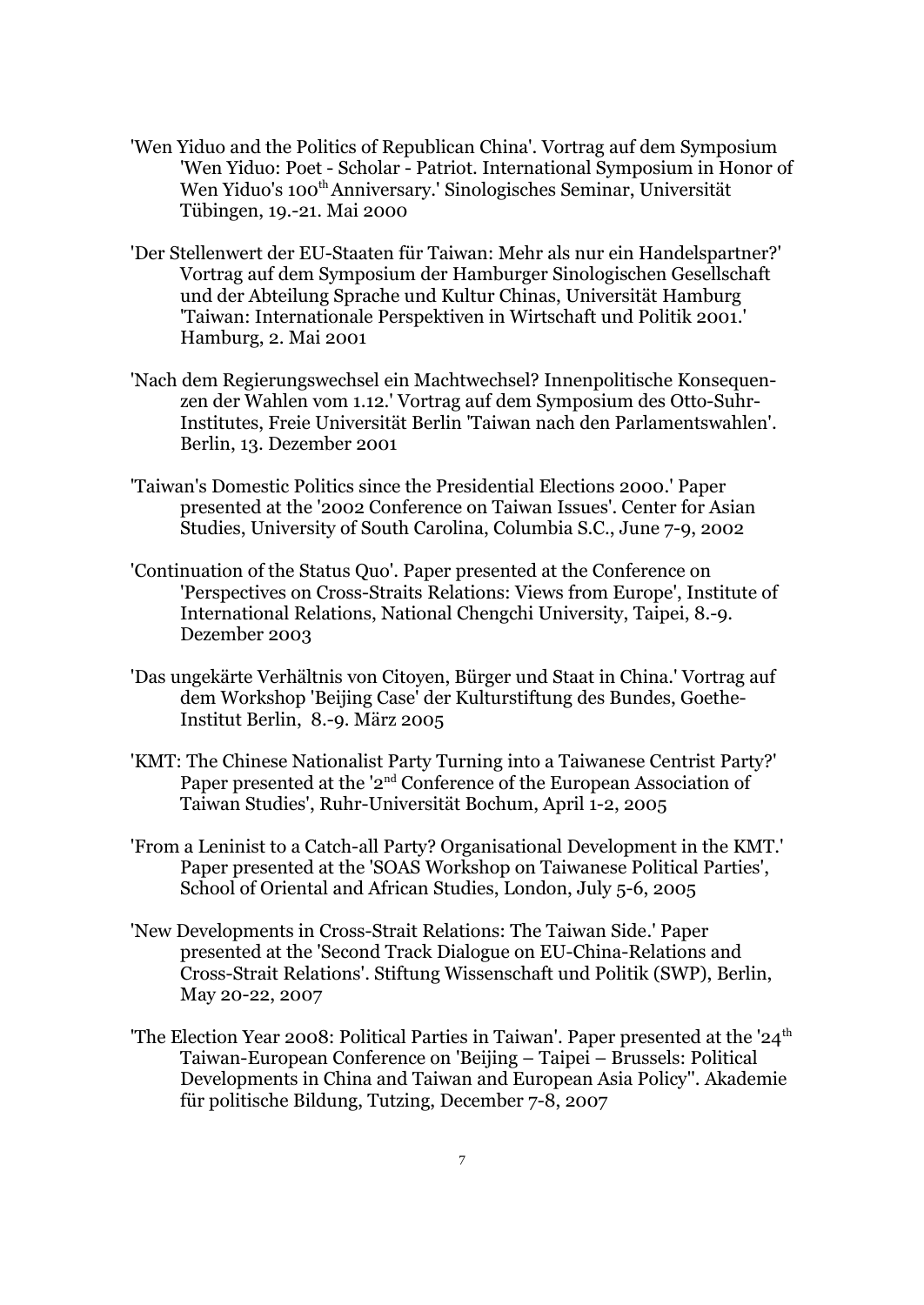'Wen Yiduo and the Politics of Republican China'. Vortrag auf dem Symposium 'Wen Yiduo: Poet - Scholar - Patriot. International Symposium in Honor of Wen Yiduo's 100th Anniversary.' Sinologisches Seminar, Universität Tübingen, 19.-21. Mai 2000

'Der Stellenwert der EU-Staaten für Taiwan: Mehr als nur ein Handelspartner?' Vortrag auf dem Symposium der Hamburger Sinologischen Gesellschaft und der Abteilung Sprache und Kultur Chinas, Universität Hamburg 'Taiwan: Internationale Perspektiven in Wirtschaft und Politik 2001.' Hamburg, 2. Mai 2001

'Nach dem Regierungswechsel ein Machtwechsel? Innenpolitische Konsequenzen der Wahlen vom 1.12.' Vortrag auf dem Symposium des Otto-Suhr-Institutes, Freie Universität Berlin 'Taiwan nach den Parlamentswahlen'. Berlin, 13. Dezember 2001

'Taiwan's Domestic Politics since the Presidential Elections 2000.' Paper presented at the '2002 Conference on Taiwan Issues'. Center for Asian Studies, University of South Carolina, Columbia S.C., June 7-9, 2002

'Continuation of the Status Quo'. Paper presented at the Conference on 'Perspectives on Cross-Straits Relations: Views from Europe', Institute of International Relations, National Chengchi University, Taipei, 8.-9. Dezember 2003

'Das ungekärte Verhältnis von Citoyen, Bürger und Staat in China.' Vortrag auf dem Workshop 'Beijing Case' der Kulturstiftung des Bundes, Goethe-Institut Berlin, 8.-9. März 2005

'KMT: The Chinese Nationalist Party Turning into a Taiwanese Centrist Party?' Paper presented at the '2nd Conference of the European Association of Taiwan Studies', Ruhr-Universität Bochum, April 1-2, 2005

'From a Leninist to a Catch-all Party? Organisational Development in the KMT.' Paper presented at the 'SOAS Workshop on Taiwanese Political Parties', School of Oriental and African Studies, London, July 5-6, 2005

'New Developments in Cross-Strait Relations: The Taiwan Side.' Paper presented at the 'Second Track Dialogue on EU-China-Relations and Cross-Strait Relations'. Stiftung Wissenschaft und Politik (SWP), Berlin, May 20-22, 2007

'The Election Year 2008: Political Parties in Taiwan'. Paper presented at the '24th Taiwan-European Conference on 'Beijing – Taipei – Brussels: Political Developments in China and Taiwan and European Asia Policy''. Akademie für politische Bildung, Tutzing, December 7-8, 2007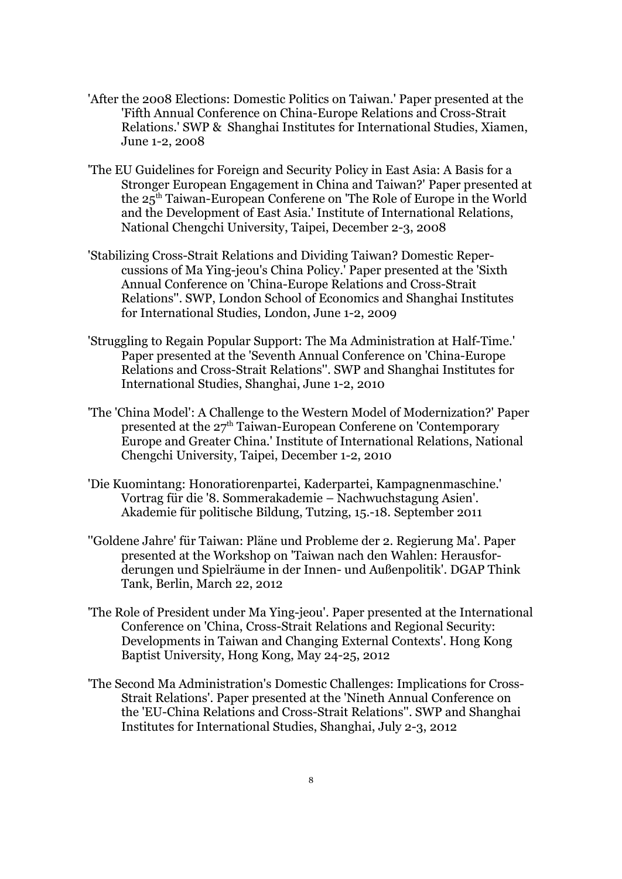'After the 2008 Elections: Domestic Politics on Taiwan.' Paper presented at the 'Fifth Annual Conference on China-Europe Relations and Cross-Strait Relations.' SWP & Shanghai Institutes for International Studies, Xiamen, June 1-2, 2008

'The EU Guidelines for Foreign and Security Policy in East Asia: A Basis for a Stronger European Engagement in China and Taiwan?' Paper presented at the 25th Taiwan-European Conferene on 'The Role of Europe in the World and the Development of East Asia.' Institute of International Relations, National Chengchi University, Taipei, December 2-3, 2008

'Stabilizing Cross-Strait Relations and Dividing Taiwan? Domestic Repercussions of Ma Ying-jeou's China Policy.' Paper presented at the 'Sixth Annual Conference on 'China-Europe Relations and Cross-Strait Relations''. SWP, London School of Economics and Shanghai Institutes for International Studies, London, June 1-2, 2009

'Struggling to Regain Popular Support: The Ma Administration at Half-Time.' Paper presented at the 'Seventh Annual Conference on 'China-Europe Relations and Cross-Strait Relations''. SWP and Shanghai Institutes for International Studies, Shanghai, June 1-2, 2010

'The 'China Model': A Challenge to the Western Model of Modernization?' Paper presented at the 27th Taiwan-European Conferene on 'Contemporary Europe and Greater China.' Institute of International Relations, National Chengchi University, Taipei, December 1-2, 2010

'Die Kuomintang: Honoratiorenpartei, Kaderpartei, Kampagnenmaschine.' Vortrag für die '8. Sommerakademie – Nachwuchstagung Asien'. Akademie für politische Bildung, Tutzing, 15.-18. September 2011

''Goldene Jahre' für Taiwan: Pläne und Probleme der 2. Regierung Ma'. Paper presented at the Workshop on 'Taiwan nach den Wahlen: Herausforderungen und Spielräume in der Innen- und Außenpolitik'. DGAP Think Tank, Berlin, March 22, 2012

'The Role of President under Ma Ying-jeou'. Paper presented at the International Conference on 'China, Cross-Strait Relations and Regional Security: Developments in Taiwan and Changing External Contexts'. Hong Kong Baptist University, Hong Kong, May 24-25, 2012

'The Second Ma Administration's Domestic Challenges: Implications for Cross-Strait Relations'. Paper presented at the 'Nineth Annual Conference on the 'EU-China Relations and Cross-Strait Relations''. SWP and Shanghai Institutes for International Studies, Shanghai, July 2-3, 2012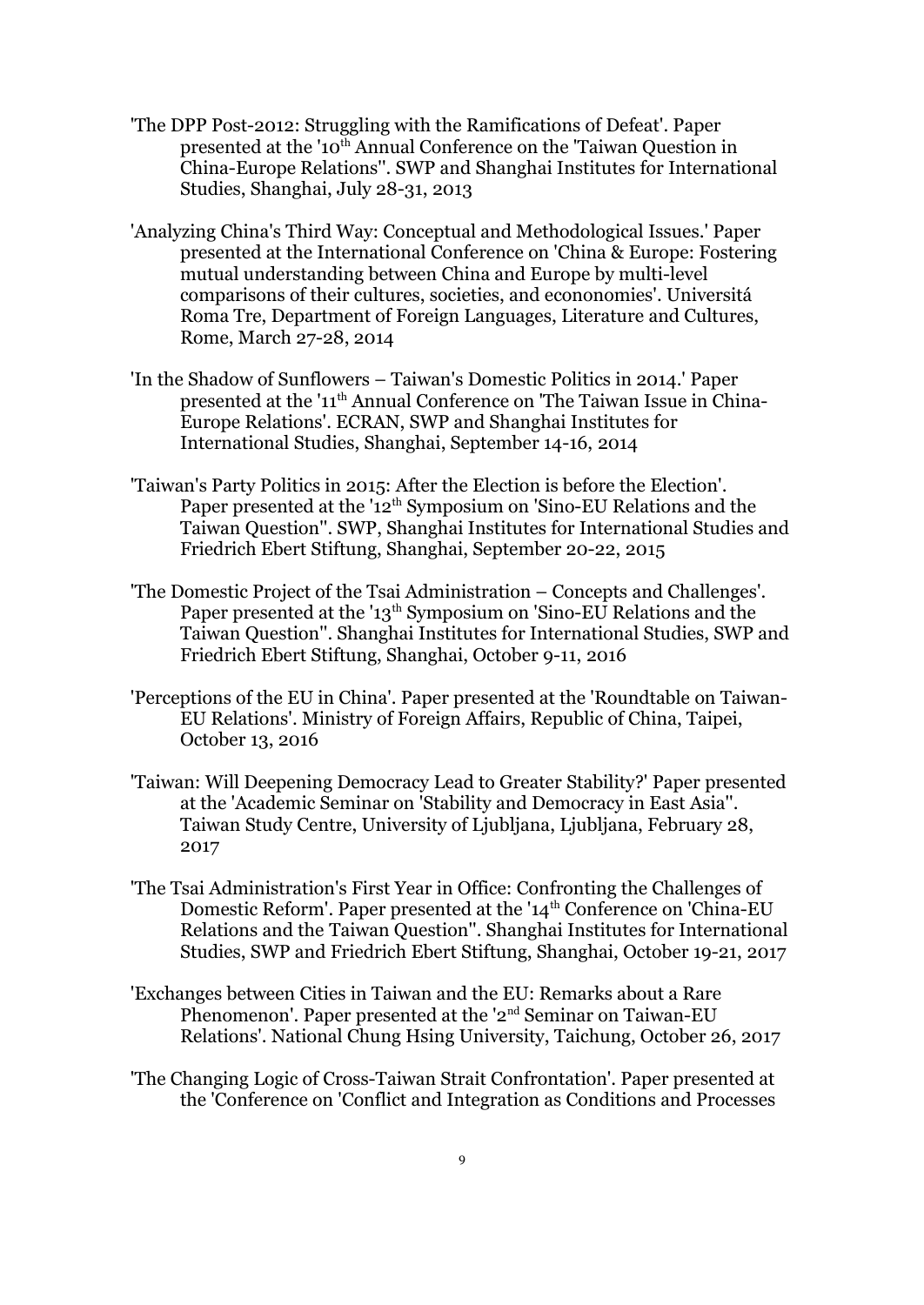'The DPP Post-2012: Struggling with the Ramifications of Defeat'. Paper presented at the '10th Annual Conference on the 'Taiwan Question in China-Europe Relations''. SWP and Shanghai Institutes for International Studies, Shanghai, July 28-31, 2013

'Analyzing China's Third Way: Conceptual and Methodological Issues.' Paper presented at the International Conference on 'China & Europe: Fostering mutual understanding between China and Europe by multi-level comparisons of their cultures, societies, and econonomies'. Universitá Roma Tre, Department of Foreign Languages, Literature and Cultures, Rome, March 27-28, 2014

'In the Shadow of Sunflowers – Taiwan's Domestic Politics in 2014.' Paper presented at the '11th Annual Conference on 'The Taiwan Issue in China-Europe Relations'. ECRAN, SWP and Shanghai Institutes for International Studies, Shanghai, September 14-16, 2014

'Taiwan's Party Politics in 2015: After the Election is before the Election'. Paper presented at the '12th Symposium on 'Sino-EU Relations and the Taiwan Question''. SWP, Shanghai Institutes for International Studies and Friedrich Ebert Stiftung, Shanghai, September 20-22, 2015

'The Domestic Project of the Tsai Administration – Concepts and Challenges'. Paper presented at the '13th Symposium on 'Sino-EU Relations and the Taiwan Question''. Shanghai Institutes for International Studies, SWP and Friedrich Ebert Stiftung, Shanghai, October 9-11, 2016

'Perceptions of the EU in China'. Paper presented at the 'Roundtable on Taiwan-EU Relations'. Ministry of Foreign Affairs, Republic of China, Taipei, October 13, 2016

'Taiwan: Will Deepening Democracy Lead to Greater Stability?' Paper presented at the 'Academic Seminar on 'Stability and Democracy in East Asia''. Taiwan Study Centre, University of Ljubljana, Ljubljana, February 28, 2017

'The Tsai Administration's First Year in Office: Confronting the Challenges of Domestic Reform'. Paper presented at the '14th Conference on 'China-EU Relations and the Taiwan Question''. Shanghai Institutes for International Studies, SWP and Friedrich Ebert Stiftung, Shanghai, October 19-21, 2017

'Exchanges between Cities in Taiwan and the EU: Remarks about a Rare Phenomenon'. Paper presented at the '2nd Seminar on Taiwan-EU Relations'. National Chung Hsing University, Taichung, October 26, 2017

'The Changing Logic of Cross-Taiwan Strait Confrontation'. Paper presented at the 'Conference on 'Conflict and Integration as Conditions and Processes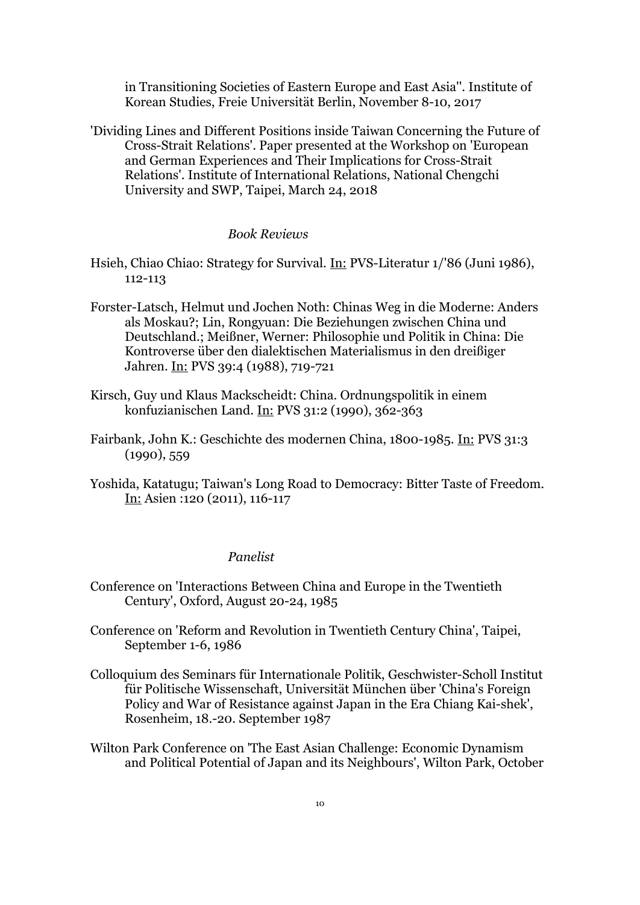in Transitioning Societies of Eastern Europe and East Asia''. Institute of Korean Studies, Freie Universität Berlin, November 8-10, 2017

'Dividing Lines and Different Positions inside Taiwan Concerning the Future of Cross-Strait Relations'. Paper presented at the Workshop on 'European and German Experiences and Their Implications for Cross-Strait Relations'. Institute of International Relations, National Chengchi University and SWP, Taipei, March 24, 2018

*Book Reviews*

Hsieh, Chiao Chiao: Strategy for Survival. In: PVS-Literatur 1/'86 (Juni 1986), 112-113

Forster-Latsch, Helmut und Jochen Noth: Chinas Weg in die Moderne: Anders als Moskau?; Lin, Rongyuan: Die Beziehungen zwischen China und Deutschland.; Meißner, Werner: Philosophie und Politik in China: Die Kontroverse über den dialektischen Materialismus in den dreißiger Jahren. In: PVS 39:4 (1988), 719-721

Kirsch, Guy und Klaus Mackscheidt: China. Ordnungspolitik in einem konfuzianischen Land. In: PVS 31:2 (1990), 362-363

Fairbank, John K.: Geschichte des modernen China, 1800-1985. In: PVS 31:3 (1990), 559

Yoshida, Katatugu; Taiwan's Long Road to Democracy: Bitter Taste of Freedom. In: Asien :120 (2011), 116-117

*Panelist*

Conference on 'Interactions Between China and Europe in the Twentieth Century', Oxford, August 20-24, 1985

Conference on 'Reform and Revolution in Twentieth Century China', Taipei, September 1-6, 1986

Colloquium des Seminars für Internationale Politik, Geschwister-Scholl Institut für Politische Wissenschaft, Universität München über 'China's Foreign Policy and War of Resistance against Japan in the Era Chiang Kai-shek', Rosenheim, 18.-20. September 1987

Wilton Park Conference on 'The East Asian Challenge: Economic Dynamism and Political Potential of Japan and its Neighbours', Wilton Park, October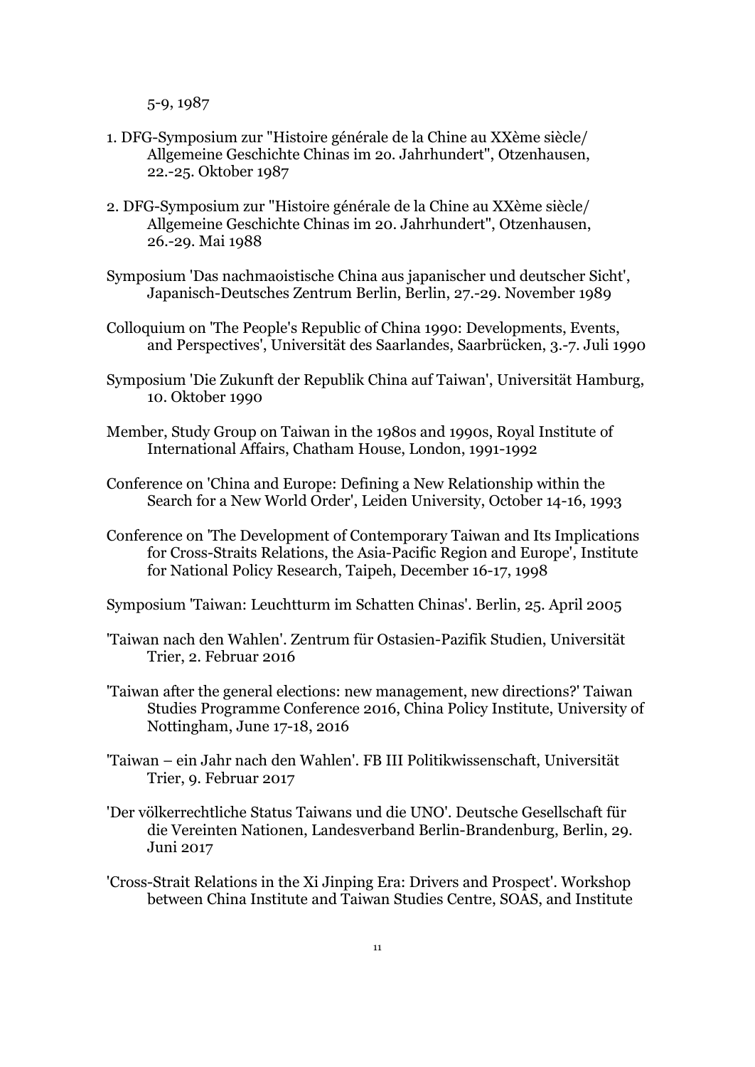5-9, 1987

1. DFG-Symposium zur "Histoire générale de la Chine au XXème siècle/ Allgemeine Geschichte Chinas im 20. Jahrhundert", Otzenhausen, 22.-25. Oktober 1987

2. DFG-Symposium zur "Histoire générale de la Chine au XXème siècle/ Allgemeine Geschichte Chinas im 20. Jahrhundert", Otzenhausen, 26.-29. Mai 1988

Symposium 'Das nachmaoistische China aus japanischer und deutscher Sicht', Japanisch-Deutsches Zentrum Berlin, Berlin, 27.-29. November 1989

Colloquium on 'The People's Republic of China 1990: Developments, Events, and Perspectives', Universität des Saarlandes, Saarbrücken, 3.-7. Juli 1990

Symposium 'Die Zukunft der Republik China auf Taiwan', Universität Hamburg, 10. Oktober 1990

Member, Study Group on Taiwan in the 1980s and 1990s, Royal Institute of International Affairs, Chatham House, London, 1991-1992

Conference on 'China and Europe: Defining a New Relationship within the Search for a New World Order', Leiden University, October 14-16, 1993

Conference on 'The Development of Contemporary Taiwan and Its Implications for Cross-Straits Relations, the Asia-Pacific Region and Europe', Institute for National Policy Research, Taipeh, December 16-17, 1998

Symposium 'Taiwan: Leuchtturm im Schatten Chinas'. Berlin, 25. April 2005

'Taiwan nach den Wahlen'. Zentrum für Ostasien-Pazifik Studien, Universität Trier, 2. Februar 2016

'Taiwan after the general elections: new management, new directions?' Taiwan Studies Programme Conference 2016, China Policy Institute, University of Nottingham, June 17-18, 2016

'Taiwan – ein Jahr nach den Wahlen'. FB III Politikwissenschaft, Universität Trier, 9. Februar 2017

'Der völkerrechtliche Status Taiwans und die UNO'. Deutsche Gesellschaft für die Vereinten Nationen, Landesverband Berlin-Brandenburg, Berlin, 29. Juni 2017

'Cross-Strait Relations in the Xi Jinping Era: Drivers and Prospect'. Workshop between China Institute and Taiwan Studies Centre, SOAS, and Institute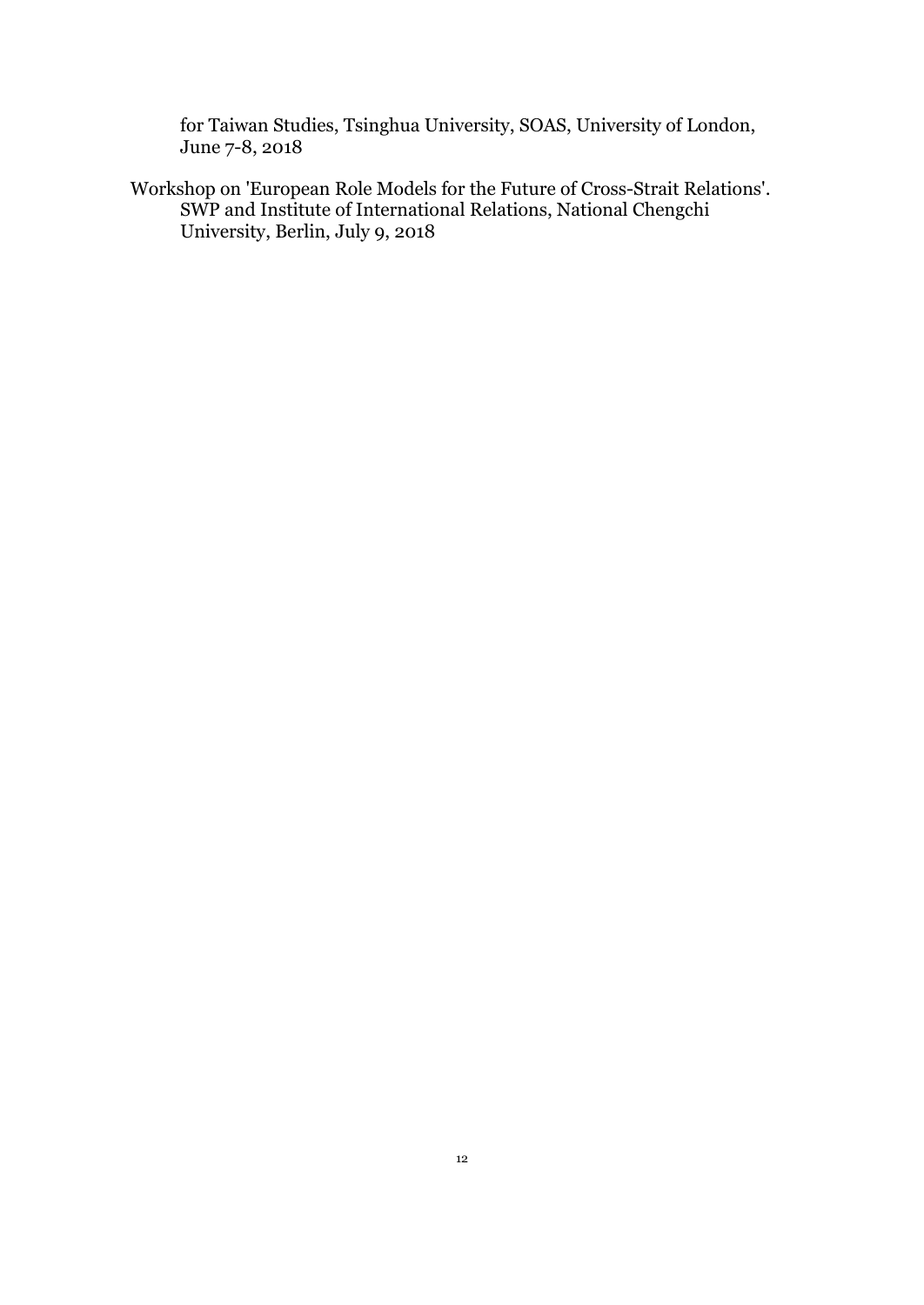for Taiwan Studies, Tsinghua University, SOAS, University of London, June 7-8, 2018

Workshop on 'European Role Models for the Future of Cross-Strait Relations'. SWP and Institute of International Relations, National Chengchi University, Berlin, July 9, 2018